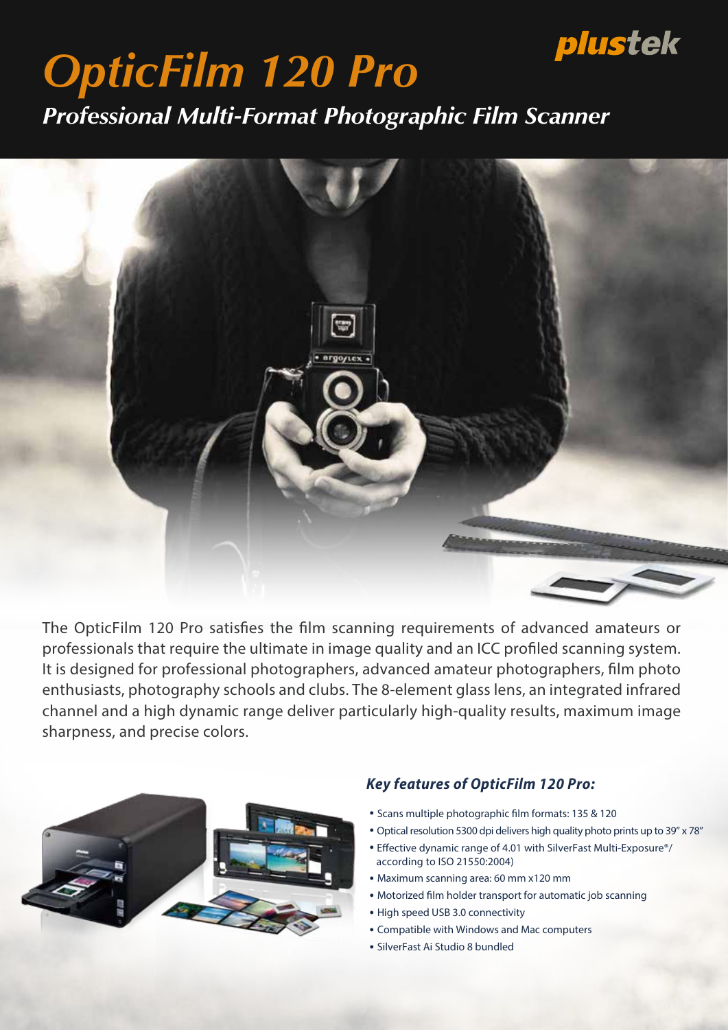plustek

# OpticFilm 120 Pro

## Professional Multi-Format Photographic Film Scanner

The OpticFilm 120 Pro satisfies the film scanning requirements of advanced amateurs or professionals that require the ultimate in image quality and an ICC profiled scanning system. It is designed for professional photographers, advanced amateur photographers, film photo enthusiasts, photography schools and clubs. The 8-element glass lens, an integrated infrared channel and a high dynamic range deliver particularly high-quality results, maximum image sharpness, and precise colors.

### *Key features of OpticFilm 120 Pro:*

- Scans multiple photographic film formats: 135 & 120
- Optical resolution 5300 dpi delivers high quality photo prints up to 39" x 78"
- Effective dynamic range of 4.01 with SilverFast Multi-Exposure®/ according to ISO 21550:2004)
- Maximum scanning area: 60 mm x120 mm
- Motorized film holder transport for automatic job scanning
- High speed USB 3.0 connectivity
- Compatible with Windows and Mac computers
- SilverFast Ai Studio 8 bundled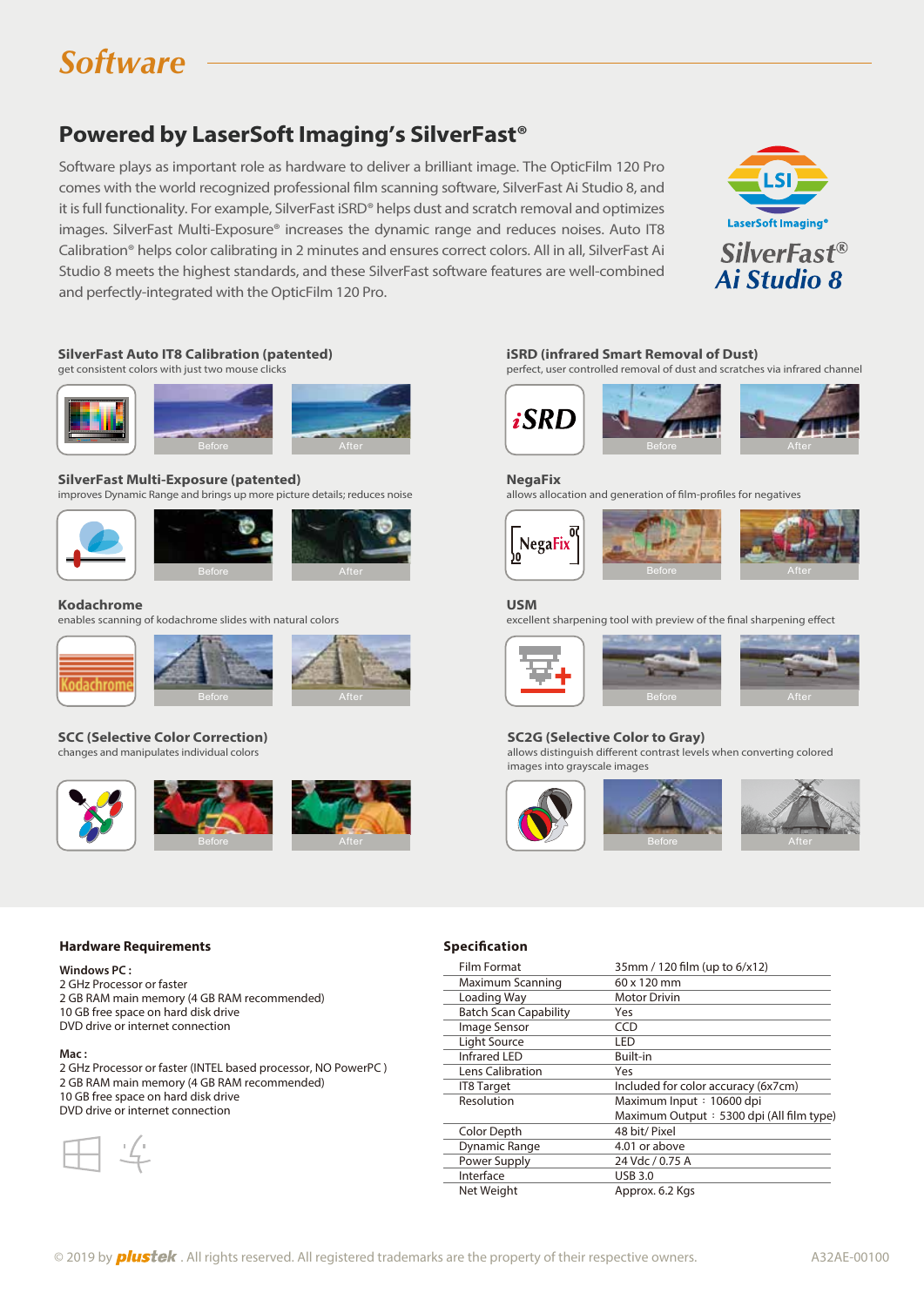# Software

## Powered by LaserSoft Imaging's SilverFast®

Software plays as important role as hardware to deliver a brilliant image. The OpticFilm 120 Pro comes with the world recognized professional film scanning software, SilverFast Ai Studio 8, and it is full functionality. For example, SilverFast iSRD® helps dust and scratch removal and optimizes images. SilverFast Multi-Exposure® increases the dynamic range and reduces noises. Auto IT8 Calibration® helps color calibrating in 2 minutes and ensures correct colors. All in all, SilverFast Ai Studio 8 meets the highest standards, and these SilverFast software features are well-combined and perfectly-integrated with the OpticFilm 120 Pro.

LSI
LaserSoft Imaging®
SilverFast®
Ai Studio 8

### SilverFast Auto IT8 Calibration (patented)

get consistent colors with just two mouse clicks

Before After

### SilverFast Multi-Exposure (patented)

improves Dynamic Range and brings up more picture details; reduces noise

Before After

### Kodachrome

enables scanning of kodachrome slides with natural colors

Kodachrome

Before After

### SCC (Selective Color Correction)

changes and manipulates individual colors

Before After

### iSRD (infrared Smart Removal of Dust)

perfect, user controlled removal of dust and scratches via infrared channel

iSRD

Before After

### NegaFix

allows allocation and generation of film-profiles for negatives

NegaFix

Before After

### USM

excellent sharpening tool with preview of the final sharpening effect

Before After

### SC2G (Selective Color to Gray)

allows distinguish different contrast levels when converting colored images into grayscale images

Before After

### Hardware Requirements

**Windows PC :**
2 GHz Processor or faster
2 GB RAM main memory (4 GB RAM recommended)
10 GB free space on hard disk drive
DVD drive or internet connection

**Mac :**
2 GHz Processor or faster (INTEL based processor, NO PowerPC )
2 GB RAM main memory (4 GB RAM recommended)
10 GB free space on hard disk drive
DVD drive or internet connection

### Specification

| | |
|---|---|
| Film Format | 35mm / 120 film (up to 6/x12) |
| Maximum Scanning | 60 x 120 mm |
| Loading Way | Motor Drivin |
| Batch Scan Capability | Yes |
| Image Sensor | CCD |
| Light Source | LED |
| Infrared LED | Built-in |
| Lens Calibration | Yes |
| IT8 Target | Included for color accuracy (6x7cm) |
| Resolution | Maximum Input ︰ 10600 dpi<br>Maximum Output ︰ 5300 dpi (All film type) |
| Color Depth | 48 bit/ Pixel |
| Dynamic Range | 4.01 or above |
| Power Supply | 24 Vdc / 0.75 A |
| Interface | USB 3.0 |
| Net Weight | Approx. 6.2 Kgs |

© 2019 by plustek . All rights reserved. All registered trademarks are the property of their respective owners.

A32AE-00100